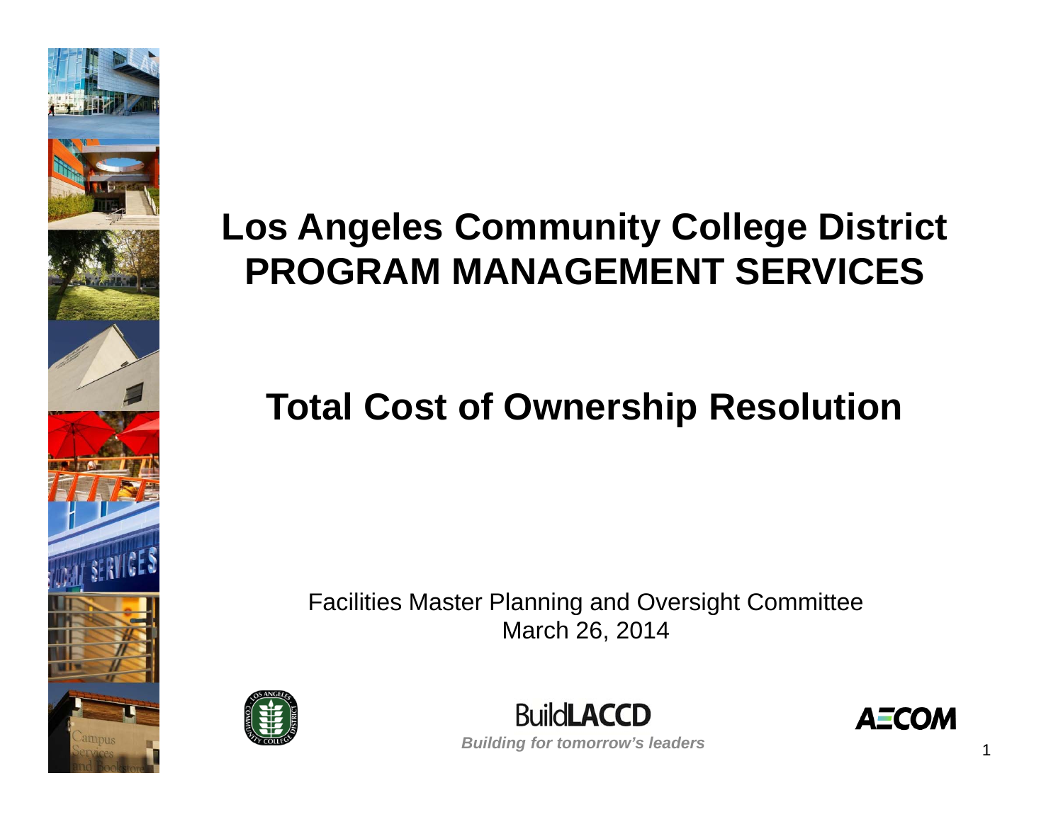# Los Angeles Community College District PROGRAM MANAGEMENT SERVICES

## Total Cost of Ownership Resolution

Facilities Master Planning and Oversight Committee
March 26, 2014

BuildLACCD
*Building for tomorrow's leaders*

AECOM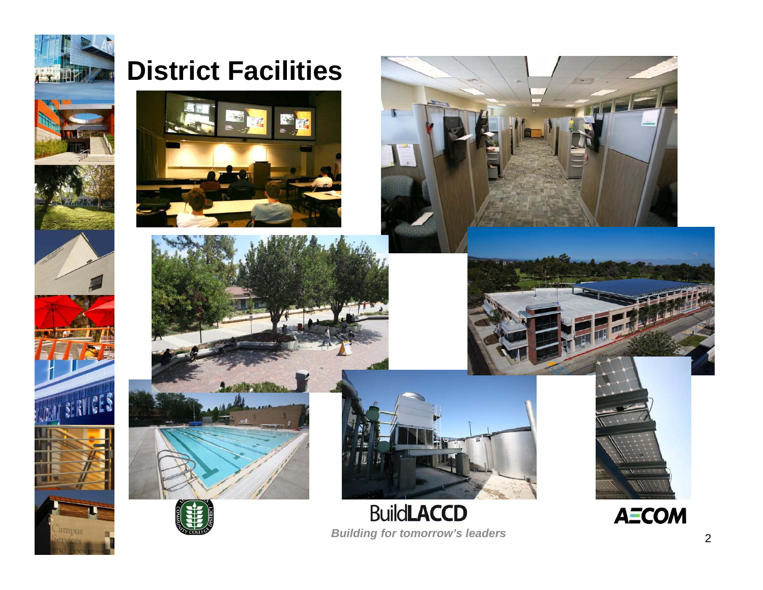# District Facilities

**BuildLACCD**

***Building for tomorrow's leaders***

**AECOM**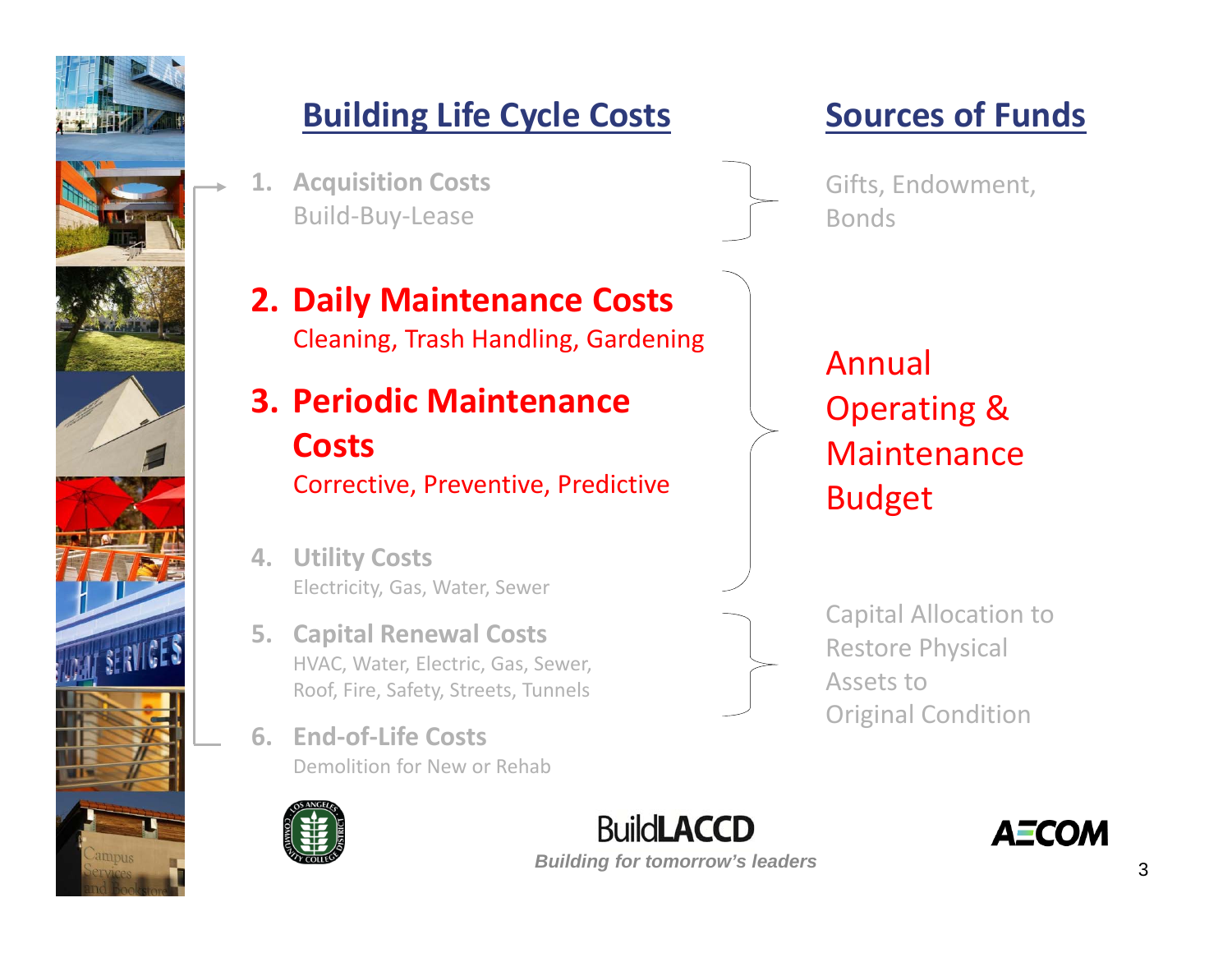## Building Life Cycle Costs

1. **Acquisition Costs**
   Build-Buy-Lease

2. **Daily Maintenance Costs**
   Cleaning, Trash Handling, Gardening

3. **Periodic Maintenance Costs**
   Corrective, Preventive, Predictive

4. **Utility Costs**
   Electricity, Gas, Water, Sewer

5. **Capital Renewal Costs**
   HVAC, Water, Electric, Gas, Sewer, Roof, Fire, Safety, Streets, Tunnels

6. **End-of-Life Costs**
   Demolition for New or Rehab

## Sources of Funds

Gifts, Endowment, Bonds

Annual Operating & Maintenance Budget

Capital Allocation to Restore Physical Assets to Original Condition

BuildLACCD

*Building for tomorrow's leaders*

AECOM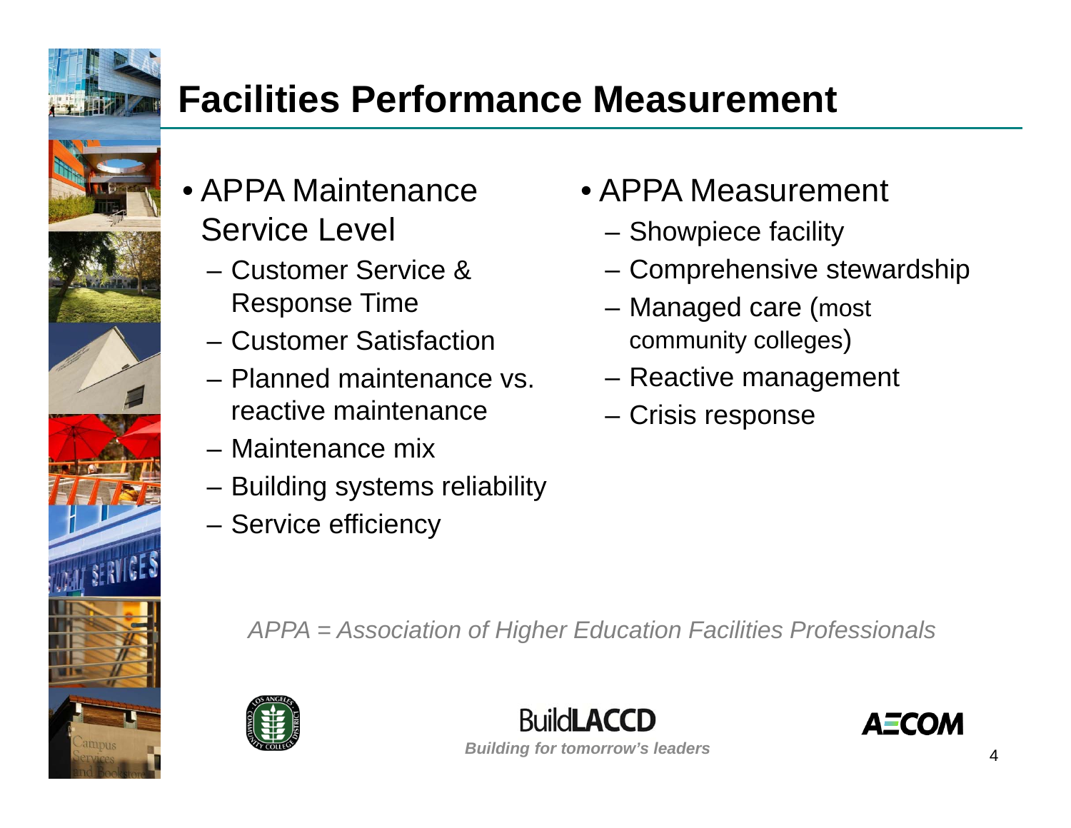# Facilities Performance Measurement

- APPA Maintenance Service Level
  - Customer Service & Response Time
  - Customer Satisfaction
  - Planned maintenance vs. reactive maintenance
  - Maintenance mix
  - Building systems reliability
  - Service efficiency

- APPA Measurement
  - Showpiece facility
  - Comprehensive stewardship
  - Managed care (most community colleges)
  - Reactive management
  - Crisis response

*APPA = Association of Higher Education Facilities Professionals*

BuildLACCD

***Building for tomorrow's leaders***

AECOM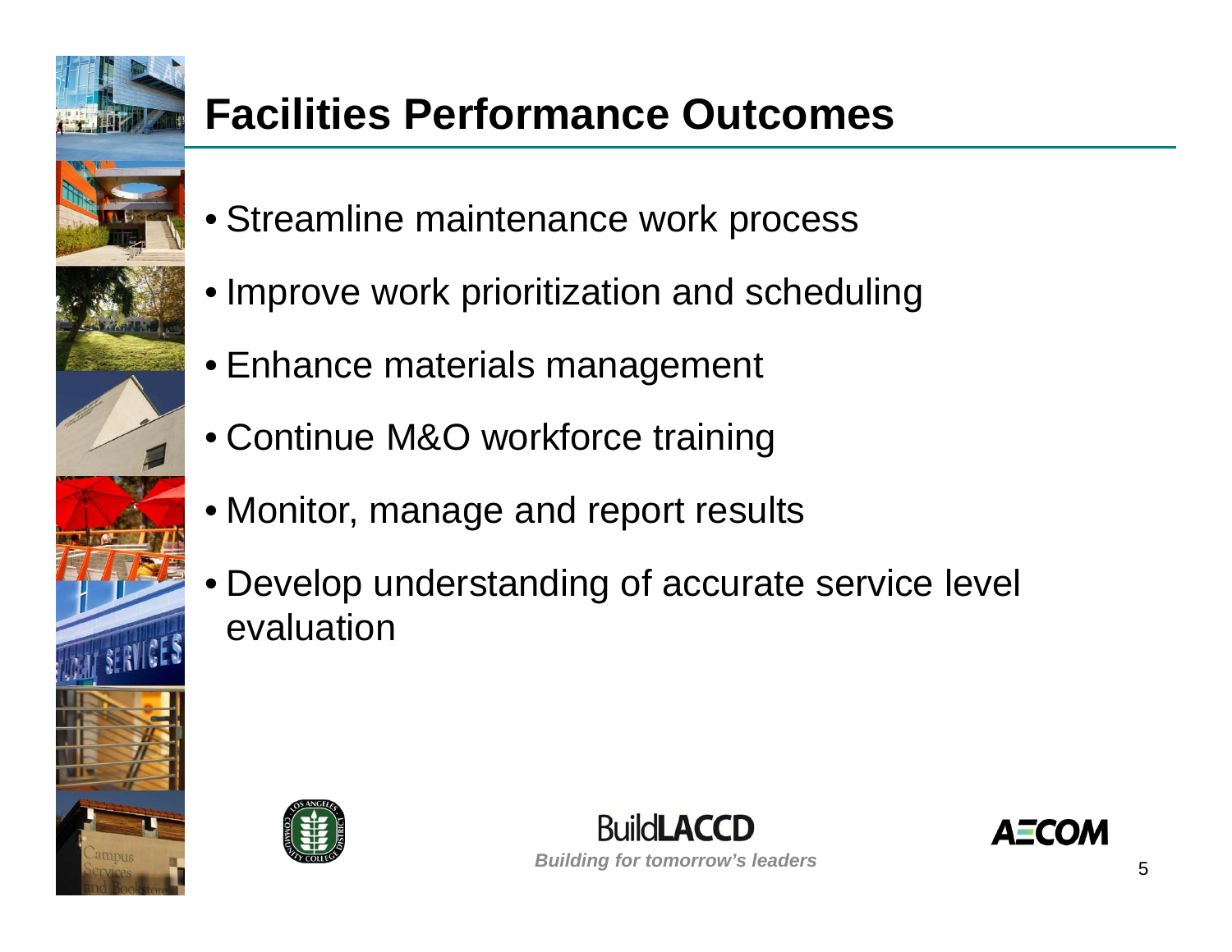# Facilities Performance Outcomes

- Streamline maintenance work process
- Improve work prioritization and scheduling
- Enhance materials management
- Continue M&O workforce training
- Monitor, manage and report results
- Develop understanding of accurate service level evaluation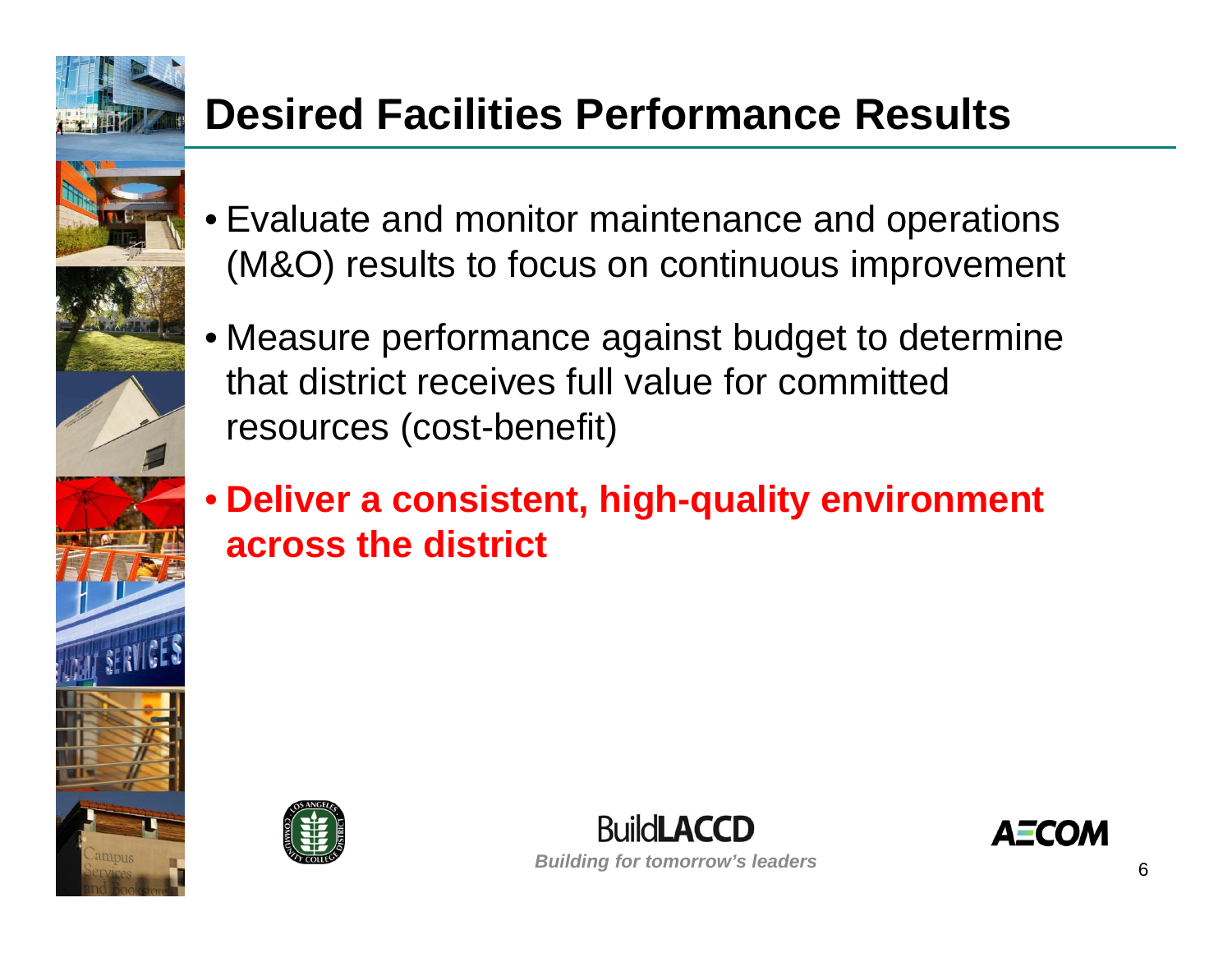# Desired Facilities Performance Results

- Evaluate and monitor maintenance and operations (M&O) results to focus on continuous improvement
- Measure performance against budget to determine that district receives full value for committed resources (cost-benefit)
- **Deliver a consistent, high-quality environment across the district**

BuildLACCD

*Building for tomorrow's leaders*

AECOM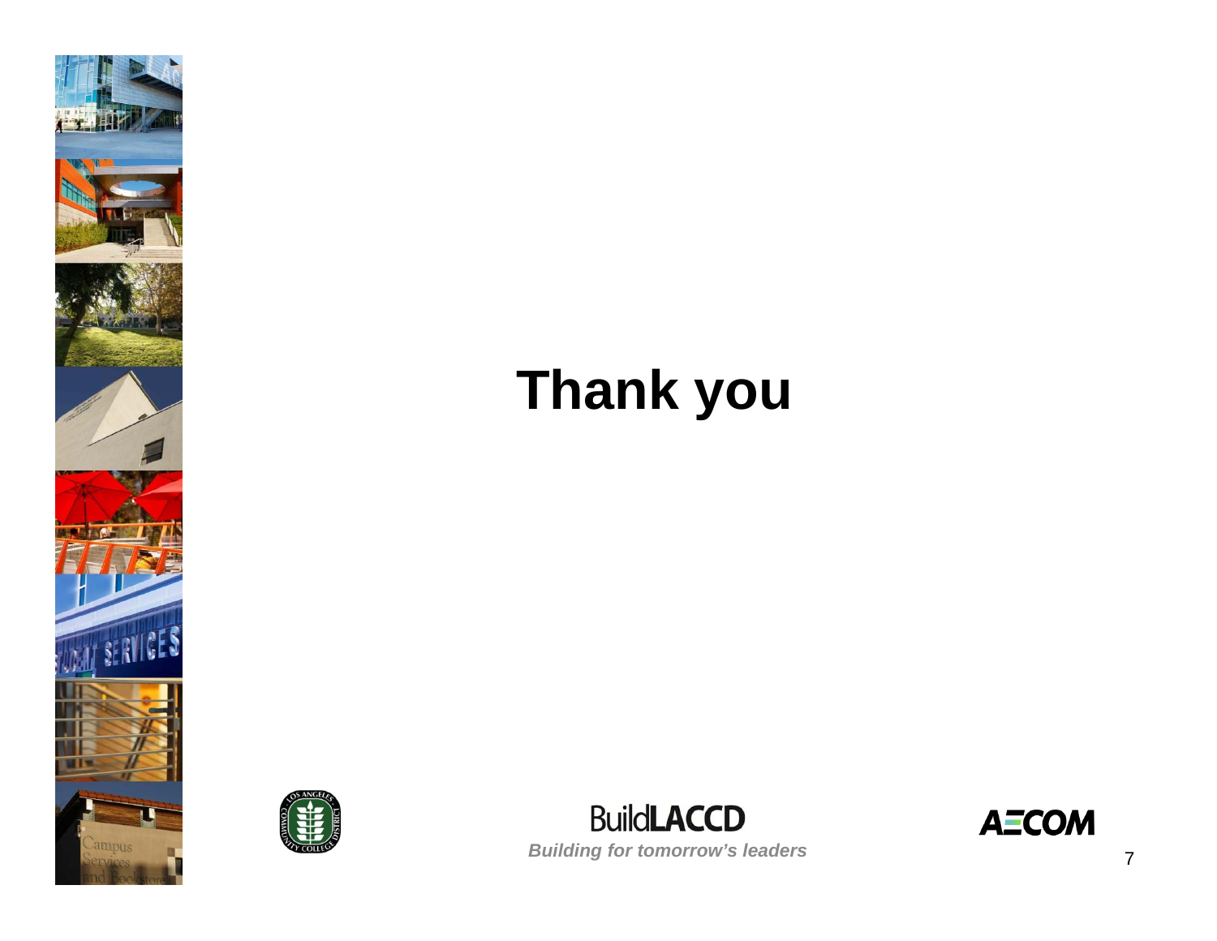# Thank you

BuildLACCD

*Building for tomorrow's leaders*

AECOM